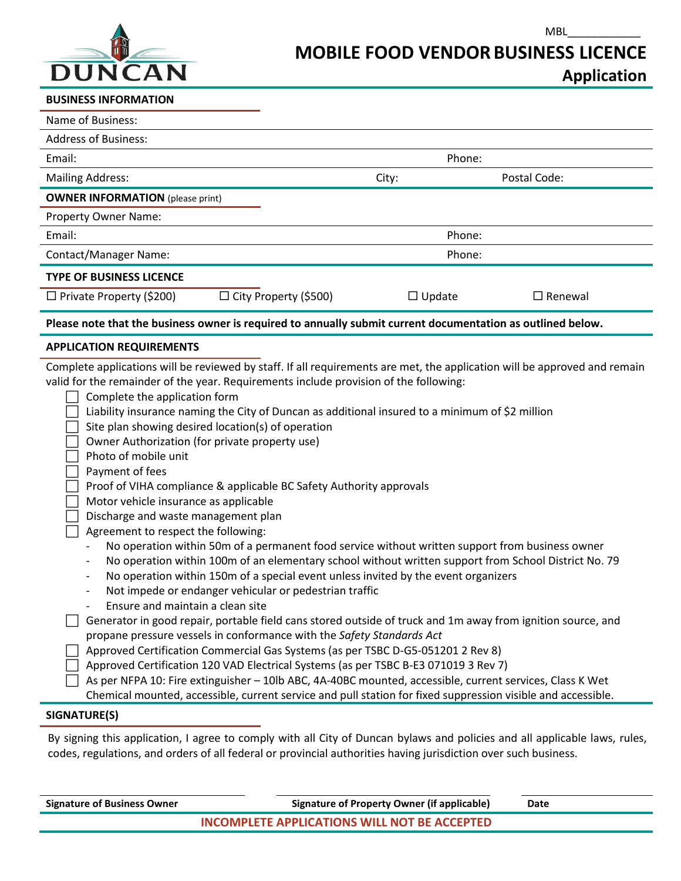MBL___________

DUNCAN

# MOBILE FOOD VENDOR BUSINESS LICENCE

## Application

**BUSINESS INFORMATION**

Name of Business:

Address of Business:

Email: Phone:

Mailing Address: City: Postal Code:

**OWNER INFORMATION** (please print)

Property Owner Name:

Email: Phone:

Contact/Manager Name: Phone:

**TYPE OF BUSINESS LICENCE**

☐ Private Property ($200) ☐ City Property ($500) ☐ Update ☐ Renewal

**Please note that the business owner is required to annually submit current documentation as outlined below.**

**APPLICATION REQUIREMENTS**

Complete applications will be reviewed by staff. If all requirements are met, the application will be approved and remain valid for the remainder of the year. Requirements include provision of the following:

- ☐ Complete the application form
- ☐ Liability insurance naming the City of Duncan as additional insured to a minimum of $2 million
- ☐ Site plan showing desired location(s) of operation
- ☐ Owner Authorization (for private property use)
- ☐ Photo of mobile unit
- ☐ Payment of fees
- ☐ Proof of VIHA compliance & applicable BC Safety Authority approvals
- ☐ Motor vehicle insurance as applicable
- ☐ Discharge and waste management plan
- ☐ Agreement to respect the following:
  - No operation within 50m of a permanent food service without written support from business owner
  - No operation within 100m of an elementary school without written support from School District No. 79
  - No operation within 150m of a special event unless invited by the event organizers
  - Not impede or endanger vehicular or pedestrian traffic
  - Ensure and maintain a clean site
- ☐ Generator in good repair, portable field cans stored outside of truck and 1m away from ignition source, and propane pressure vessels in conformance with the *Safety Standards Act*
- ☐ Approved Certification Commercial Gas Systems (as per TSBC D-G5-051201 2 Rev 8)
- ☐ Approved Certification 120 VAD Electrical Systems (as per TSBC B-E3 071019 3 Rev 7)
- ☐ As per NFPA 10: Fire extinguisher – 10lb ABC, 4A-40BC mounted, accessible, current services, Class K Wet Chemical mounted, accessible, current service and pull station for fixed suppression visible and accessible.

**SIGNATURE(S)**

By signing this application, I agree to comply with all City of Duncan bylaws and policies and all applicable laws, rules, codes, regulations, and orders of all federal or provincial authorities having jurisdiction over such business.

| **Signature of Business Owner** | **Signature of Property Owner (if applicable)** | **Date** |
|---|---|---|

**INCOMPLETE APPLICATIONS WILL NOT BE ACCEPTED**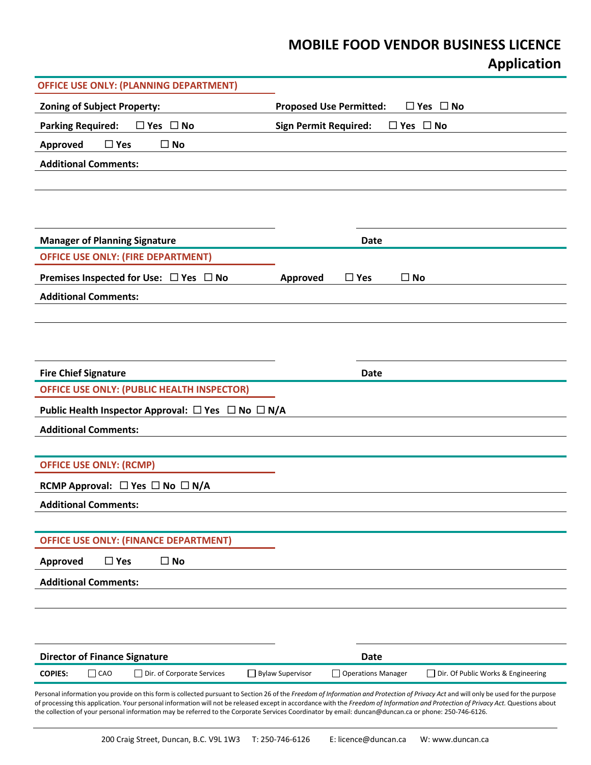# MOBILE FOOD VENDOR BUSINESS LICENCE
## Application

**OFFICE USE ONLY: (PLANNING DEPARTMENT)**

**Zoning of Subject Property:**

**Proposed Use Permitted:** ☐ Yes ☐ No

**Parking Required:** ☐ Yes ☐ No

**Sign Permit Required:** ☐ Yes ☐ No

**Approved** ☐ Yes ☐ No

**Additional Comments:**

**Manager of Planning Signature** **Date**

**OFFICE USE ONLY: (FIRE DEPARTMENT)**

**Premises Inspected for Use:** ☐ Yes ☐ No

**Approved** ☐ Yes ☐ No

**Additional Comments:**

**Fire Chief Signature** **Date**

**OFFICE USE ONLY: (PUBLIC HEALTH INSPECTOR)**

**Public Health Inspector Approval:** ☐ Yes ☐ No ☐ N/A

**Additional Comments:**

**OFFICE USE ONLY: (RCMP)**

**RCMP Approval:** ☐ Yes ☐ No ☐ N/A

**Additional Comments:**

**OFFICE USE ONLY: (FINANCE DEPARTMENT)**

**Approved** ☐ Yes ☐ No

**Additional Comments:**

**Director of Finance Signature** **Date**

**COPIES:** ☐ CAO ☐ Dir. of Corporate Services ☐ Bylaw Supervisor ☐ Operations Manager ☐ Dir. Of Public Works & Engineering

Personal information you provide on this form is collected pursuant to Section 26 of the *Freedom of Information and Protection of Privacy Act* and will only be used for the purpose of processing this application. Your personal information will not be released except in accordance with the *Freedom of Information and Protection of Privacy Act.* Questions about the collection of your personal information may be referred to the Corporate Services Coordinator by email: duncan@duncan.ca or phone: 250-746-6126.

200 Craig Street, Duncan, B.C. V9L 1W3 T: 250-746-6126 E: licence@duncan.ca W: www.duncan.ca